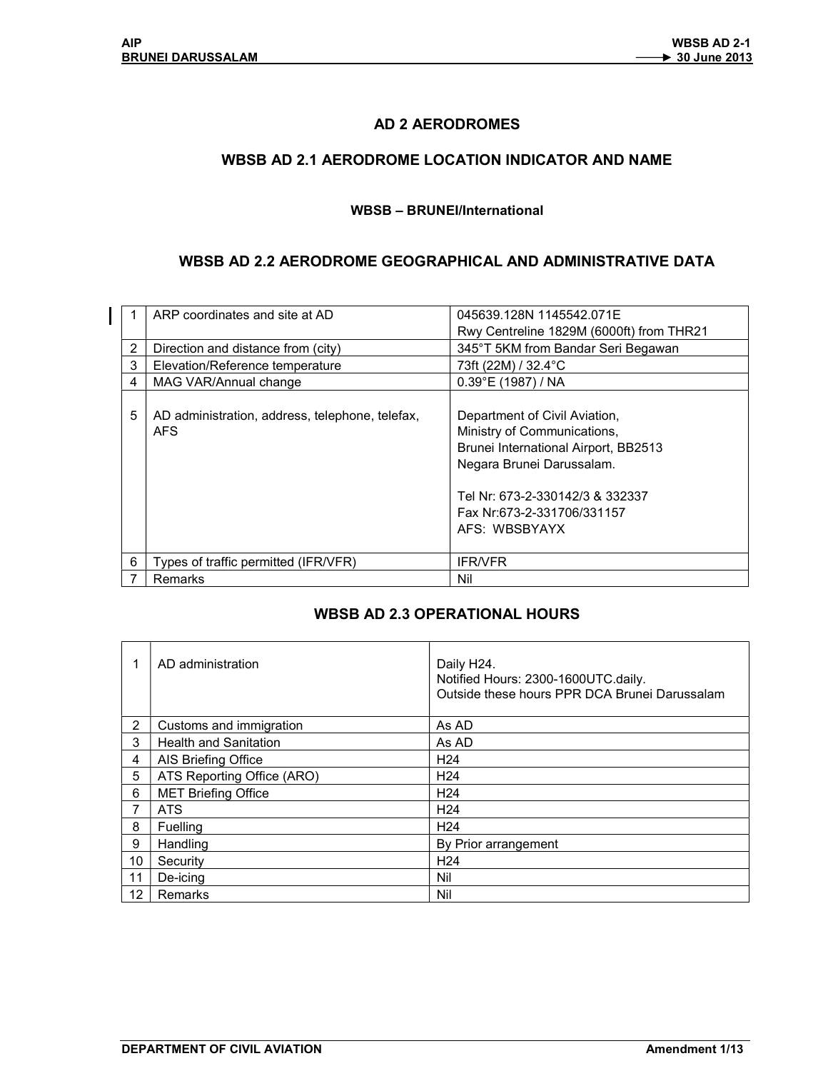# AD 2 AERODROMES

## WBSB AD 2.1 AERODROME LOCATION INDICATOR AND NAME

**WBSB – BRUNEI/International**

## WBSB AD 2.2 AERODROME GEOGRAPHICAL AND ADMINISTRATIVE DATA

| | | |
|---|---|---|
| 1 | ARP coordinates and site at AD | 045639.128N 1145542.071E<br>Rwy Centreline 1829M (6000ft) from THR21 |
| 2 | Direction and distance from (city) | 345°T 5KM from Bandar Seri Begawan |
| 3 | Elevation/Reference temperature | 73ft (22M) / 32.4°C |
| 4 | MAG VAR/Annual change | 0.39°E (1987) / NA |
| 5 | AD administration, address, telephone, telefax, AFS | Department of Civil Aviation,<br>Ministry of Communications,<br>Brunei International Airport, BB2513<br>Negara Brunei Darussalam.<br><br>Tel Nr: 673-2-330142/3 & 332337<br>Fax Nr:673-2-331706/331157<br>AFS: WBSBYAYX |
| 6 | Types of traffic permitted (IFR/VFR) | IFR/VFR |
| 7 | Remarks | Nil |

## WBSB AD 2.3 OPERATIONAL HOURS

| | | |
|---|---|---|
| 1 | AD administration | Daily H24.<br>Notified Hours: 2300-1600UTC.daily.<br>Outside these hours PPR DCA Brunei Darussalam |
| 2 | Customs and immigration | As AD |
| 3 | Health and Sanitation | As AD |
| 4 | AIS Briefing Office | H24 |
| 5 | ATS Reporting Office (ARO) | H24 |
| 6 | MET Briefing Office | H24 |
| 7 | ATS | H24 |
| 8 | Fuelling | H24 |
| 9 | Handling | By Prior arrangement |
| 10 | Security | H24 |
| 11 | De-icing | Nil |
| 12 | Remarks | Nil |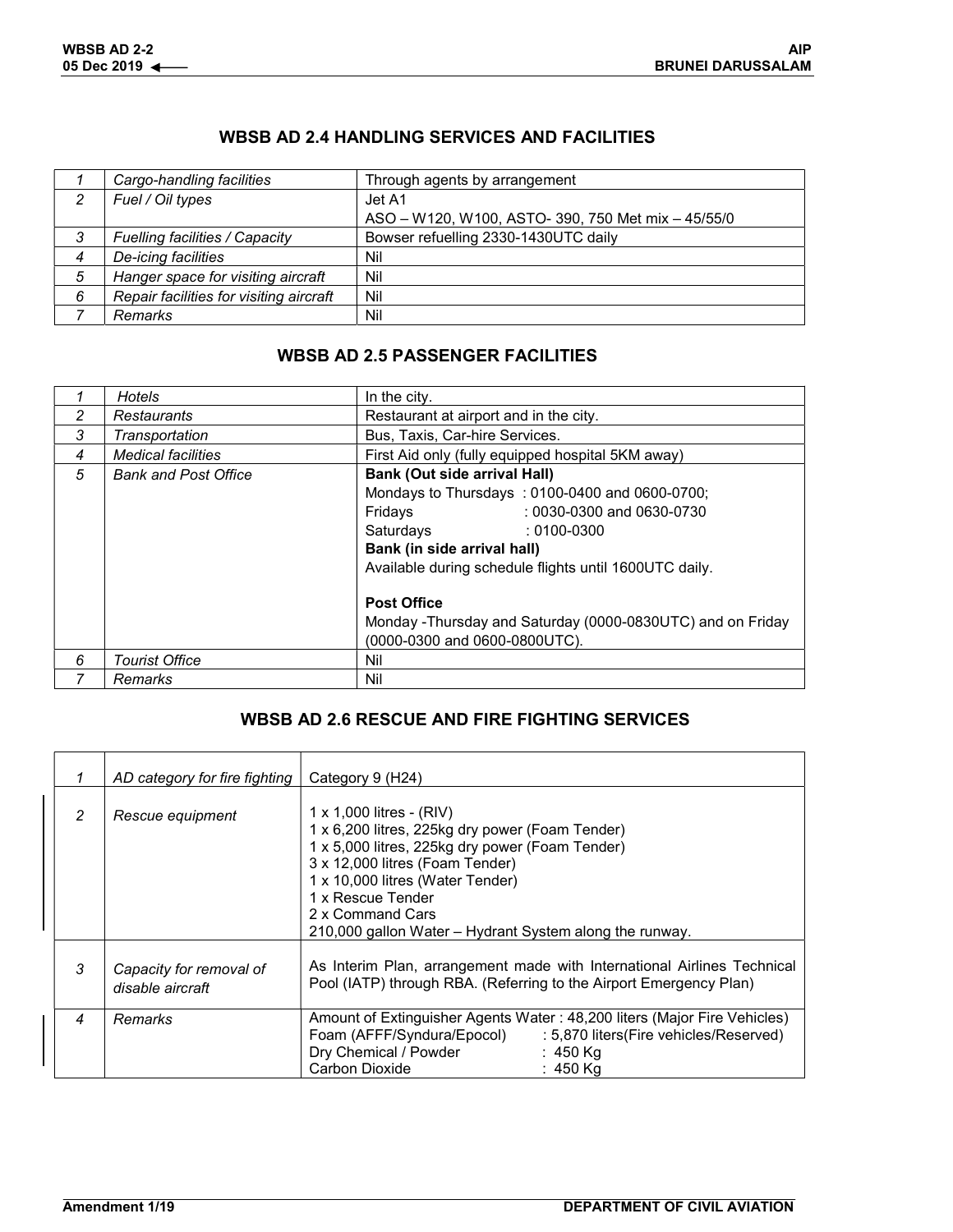## WBSB AD 2.4 HANDLING SERVICES AND FACILITIES

| | | |
|---|---|---|
| 1 | *Cargo-handling facilities* | Through agents by arrangement |
| 2 | *Fuel / Oil types* | Jet A1<br>ASO – W120, W100, ASTO- 390, 750 Met mix – 45/55/0 |
| 3 | *Fuelling facilities / Capacity* | Bowser refuelling 2330-1430UTC daily |
| 4 | *De-icing facilities* | Nil |
| 5 | *Hanger space for visiting aircraft* | Nil |
| 6 | *Repair facilities for visiting aircraft* | Nil |
| 7 | *Remarks* | Nil |

## WBSB AD 2.5 PASSENGER FACILITIES

| | | |
|---|---|---|
| 1 | *Hotels* | In the city. |
| 2 | *Restaurants* | Restaurant at airport and in the city. |
| 3 | *Transportation* | Bus, Taxis, Car-hire Services. |
| 4 | *Medical facilities* | First Aid only (fully equipped hospital 5KM away) |
| 5 | *Bank and Post Office* | **Bank (Out side arrival Hall)**<br>Mondays to Thursdays : 0100-0400 and 0600-0700;<br>Fridays : 0030-0300 and 0630-0730<br>Saturdays : 0100-0300<br>**Bank (in side arrival hall)**<br>Available during schedule flights until 1600UTC daily.<br><br>**Post Office**<br>Monday -Thursday and Saturday (0000-0830UTC) and on Friday (0000-0300 and 0600-0800UTC). |
| 6 | *Tourist Office* | Nil |
| 7 | *Remarks* | Nil |

## WBSB AD 2.6 RESCUE AND FIRE FIGHTING SERVICES

| | | |
|---|---|---|
| 1 | *AD category for fire fighting* | Category 9 (H24) |
| 2 | *Rescue equipment* | 1 x 1,000 litres - (RIV)<br>1 x 6,200 litres, 225kg dry power (Foam Tender)<br>1 x 5,000 litres, 225kg dry power (Foam Tender)<br>3 x 12,000 litres (Foam Tender)<br>1 x 10,000 litres (Water Tender)<br>1 x Rescue Tender<br>2 x Command Cars<br>210,000 gallon Water – Hydrant System along the runway. |
| 3 | *Capacity for removal of disable aircraft* | As Interim Plan, arrangement made with International Airlines Technical Pool (IATP) through RBA. (Referring to the Airport Emergency Plan) |
| 4 | *Remarks* | Amount of Extinguisher Agents Water : 48,200 liters (Major Fire Vehicles)<br>Foam (AFFF/Syndura/Epocol) : 5,870 liters(Fire vehicles/Reserved)<br>Dry Chemical / Powder : 450 Kg<br>Carbon Dioxide : 450 Kg |